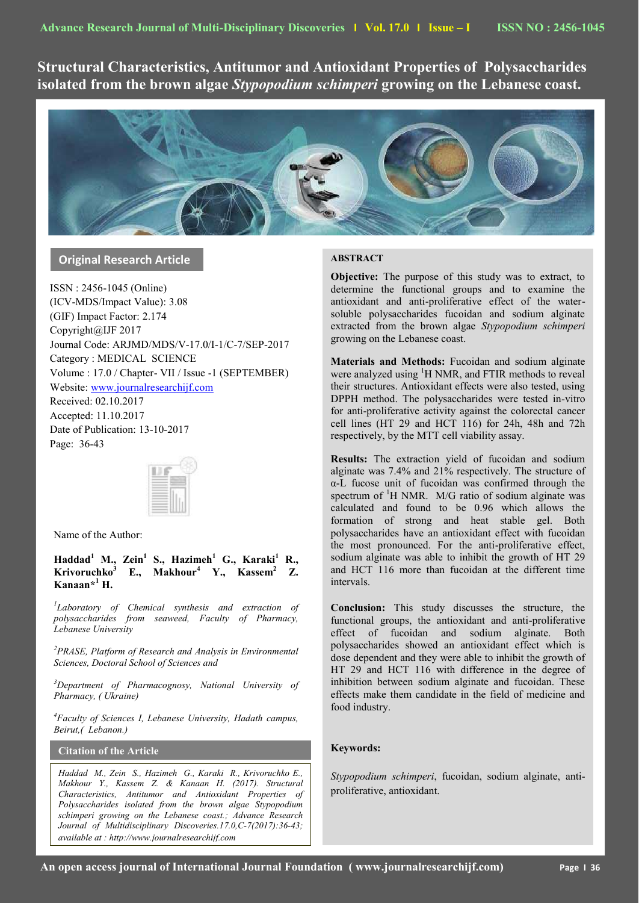# Structural Characteristics, Antitumor and Antioxidant Properties of Polysaccharides isolated from the brown algae *Stypopodium schimperi* growing on the Lebanese coast.

## Original Research Article

ISSN : 2456-1045 (Online)
(ICV-MDS/Impact Value): 3.08
(GIF) Impact Factor: 2.174
Copyright@IJF 2017
Journal Code: ARJMD/MDS/V-17.0/I-1/C-7/SEP-2017
Category : MEDICAL SCIENCE
Volume : 17.0 / Chapter- VII / Issue -1 (SEPTEMBER)
Website: www.journalresearchijf.com
Received: 02.10.2017
Accepted: 11.10.2017
Date of Publication: 13-10-2017
Page: 36-43

Name of the Author:

**Haddad[1] M., Zein[1] S., Hazimeh[1] G., Karaki[1] R., Krivoruchko[3] E., Makhour[4] Y., Kassem[2] Z. Kanaan*[1] H.**

*[1]Laboratory of Chemical synthesis and extraction of polysaccharides from seaweed, Faculty of Pharmacy, Lebanese University*

*[2]PRASE, Platform of Research and Analysis in Environmental Sciences, Doctoral School of Sciences and*

*[3]Department of Pharmacognosy, National University of Pharmacy, ( Ukraine)*

*[4]Faculty of Sciences I, Lebanese University, Hadath campus, Beirut,( Lebanon.)*

## Citation of the Article

*Haddad M., Zein S., Hazimeh G., Karaki R., Krivoruchko E., Makhour Y., Kassem Z. & Kanaan H. (2017). Structural Characteristics, Antitumor and Antioxidant Properties of Polysaccharides isolated from the brown algae Stypopodium schimperi growing on the Lebanese coast.; Advance Research Journal of Multidisciplinary Discoveries.17.0,C-7(2017):36-43; available at : http://www.journalresearchijf.com*

## ABSTRACT

**Objective:** The purpose of this study was to extract, to determine the functional groups and to examine the antioxidant and anti-proliferative effect of the water-soluble polysaccharides fucoidan and sodium alginate extracted from the brown algae *Stypopodium schimperi* growing on the Lebanese coast.

**Materials and Methods:** Fucoidan and sodium alginate were analyzed using $^1$H NMR, and FTIR methods to reveal their structures. Antioxidant effects were also tested, using DPPH method. The polysaccharides were tested in-vitro for anti-proliferative activity against the colorectal cancer cell lines (HT 29 and HCT 116) for 24h, 48h and 72h respectively, by the MTT cell viability assay.

**Results:** The extraction yield of fucoidan and sodium alginate was 7.4% and 21% respectively. The structure of α-L fucose unit of fucoidan was confirmed through the spectrum of $^1$H NMR. M/G ratio of sodium alginate was calculated and found to be 0.96 which allows the formation of strong and heat stable gel. Both polysaccharides have an antioxidant effect with fucoidan the most pronounced. For the anti-proliferative effect, sodium alginate was able to inhibit the growth of HT 29 and HCT 116 more than fucoidan at the different time intervals.

**Conclusion:** This study discusses the structure, the functional groups, the antioxidant and anti-proliferative effect of fucoidan and sodium alginate. Both polysaccharides showed an antioxidant effect which is dose dependent and they were able to inhibit the growth of HT 29 and HCT 116 with difference in the degree of inhibition between sodium alginate and fucoidan. These effects make them candidate in the field of medicine and food industry.

**Keywords:**

*Stypopodium schimperi*, fucoidan, sodium alginate, anti-proliferative, antioxidant.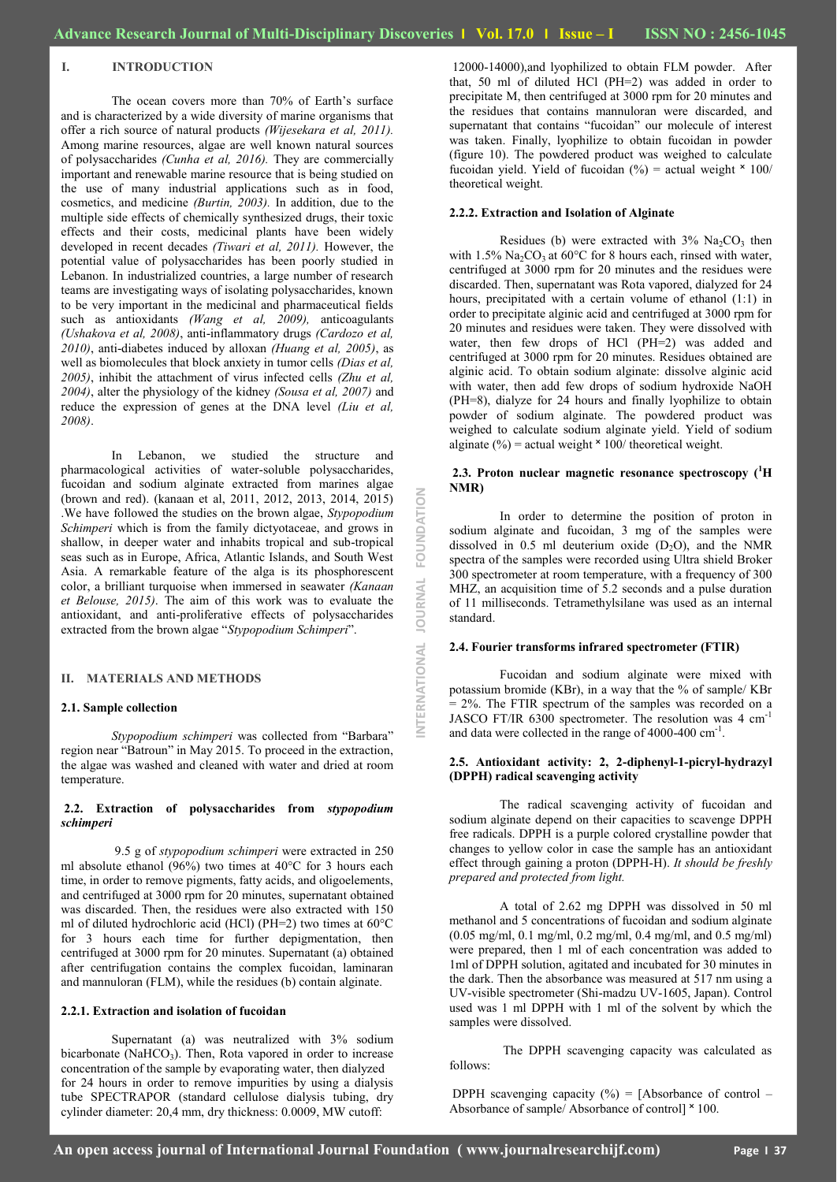## I. INTRODUCTION

The ocean covers more than 70% of Earth's surface and is characterized by a wide diversity of marine organisms that offer a rich source of natural products *(Wijesekara et al, 2011).* Among marine resources, algae are well known natural sources of polysaccharides *(Cunha et al, 2016).* They are commercially important and renewable marine resource that is being studied on the use of many industrial applications such as in food, cosmetics, and medicine *(Burtin, 2003).* In addition, due to the multiple side effects of chemically synthesized drugs, their toxic effects and their costs, medicinal plants have been widely developed in recent decades *(Tiwari et al, 2011).* However, the potential value of polysaccharides has been poorly studied in Lebanon. In industrialized countries, a large number of research teams are investigating ways of isolating polysaccharides, known to be very important in the medicinal and pharmaceutical fields such as antioxidants *(Wang et al, 2009),* anticoagulants *(Ushakova et al, 2008)*, anti-inflammatory drugs *(Cardozo et al, 2010)*, anti-diabetes induced by alloxan *(Huang et al, 2005)*, as well as biomolecules that block anxiety in tumor cells *(Dias et al, 2005)*, inhibit the attachment of virus infected cells *(Zhu et al, 2004)*, alter the physiology of the kidney *(Sousa et al, 2007)* and reduce the expression of genes at the DNA level *(Liu et al, 2008)*.

In Lebanon, we studied the structure and pharmacological activities of water-soluble polysaccharides, fucoidan and sodium alginate extracted from marines algae (brown and red). (kanaan et al, 2011, 2012, 2013, 2014, 2015) .We have followed the studies on the brown algae, *Stypopodium Schimperi* which is from the family dictyotaceae, and grows in shallow, in deeper water and inhabits tropical and sub-tropical seas such as in Europe, Africa, Atlantic Islands, and South West Asia. A remarkable feature of the alga is its phosphorescent color, a brilliant turquoise when immersed in seawater *(Kanaan et Belouse, 2015)*. The aim of this work was to evaluate the antioxidant, and anti-proliferative effects of polysaccharides extracted from the brown algae "*Stypopodium Schimperi*".

## II. MATERIALS AND METHODS

### 2.1. Sample collection

*Stypopodium schimperi* was collected from "Barbara" region near "Batroun" in May 2015. To proceed in the extraction, the algae was washed and cleaned with water and dried at room temperature.

### 2.2. Extraction of polysaccharides from *stypopodium schimperi*

9.5 g of *stypopodium schimperi* were extracted in 250 ml absolute ethanol (96%) two times at 40°C for 3 hours each time, in order to remove pigments, fatty acids, and oligoelements, and centrifuged at 3000 rpm for 20 minutes, supernatant obtained was discarded. Then, the residues were also extracted with 150 ml of diluted hydrochloric acid (HCl) (PH=2) two times at 60°C for 3 hours each time for further depigmentation, then centrifuged at 3000 rpm for 20 minutes. Supernatant (a) obtained after centrifugation contains the complex fucoidan, laminaran and mannuloran (FLM), while the residues (b) contain alginate.

#### 2.2.1. Extraction and isolation of fucoidan

Supernatant (a) was neutralized with 3% sodium bicarbonate ($NaHCO_3$). Then, Rota vapored in order to increase concentration of the sample by evaporating water, then dialyzed for 24 hours in order to remove impurities by using a dialysis tube SPECTRAPOR (standard cellulose dialysis tubing, dry cylinder diameter: 20,4 mm, dry thickness: 0.0009, MW cutoff: 12000-14000),and lyophilized to obtain FLM powder. After that, 50 ml of diluted HCl (PH=2) was added in order to precipitate M, then centrifuged at 3000 rpm for 20 minutes and the residues that contains mannuloran were discarded, and supernatant that contains "fucoidan" our molecule of interest was taken. Finally, lyophilize to obtain fucoidan in powder (figure 10). The powdered product was weighed to calculate fucoidan yield. Yield of fucoidan (%) = actual weight × 100/ theoretical weight.

#### 2.2.2. Extraction and Isolation of Alginate

Residues (b) were extracted with 3% $Na_2CO_3$ then with 1.5% $Na_2CO_3$ at 60°C for 8 hours each, rinsed with water, centrifuged at 3000 rpm for 20 minutes and the residues were discarded. Then, supernatant was Rota vapored, dialyzed for 24 hours, precipitated with a certain volume of ethanol (1:1) in order to precipitate alginic acid and centrifuged at 3000 rpm for 20 minutes and residues were taken. They were dissolved with water, then few drops of HCl (PH=2) was added and centrifuged at 3000 rpm for 20 minutes. Residues obtained are alginic acid. To obtain sodium alginate: dissolve alginic acid with water, then add few drops of sodium hydroxide NaOH (PH=8), dialyze for 24 hours and finally lyophilize to obtain powder of sodium alginate. The powdered product was weighed to calculate sodium alginate yield. Yield of sodium alginate (%) = actual weight × 100/ theoretical weight.

### 2.3. Proton nuclear magnetic resonance spectroscopy ($^1H$ NMR)

In order to determine the position of proton in sodium alginate and fucoidan, 3 mg of the samples were dissolved in 0.5 ml deuterium oxide ($D_2O$), and the NMR spectra of the samples were recorded using Ultra shield Broker 300 spectrometer at room temperature, with a frequency of 300 MHZ, an acquisition time of 5.2 seconds and a pulse duration of 11 milliseconds. Tetramethylsilane was used as an internal standard.

### 2.4. Fourier transforms infrared spectrometer (FTIR)

Fucoidan and sodium alginate were mixed with potassium bromide (KBr), in a way that the % of sample/ KBr = 2%. The FTIR spectrum of the samples was recorded on a JASCO FT/IR 6300 spectrometer. The resolution was 4 $cm^{-1}$ and data were collected in the range of 4000-400 $cm^{-1}$.

### 2.5. Antioxidant activity: 2, 2-diphenyl-1-picryl-hydrazyl (DPPH) radical scavenging activity

The radical scavenging activity of fucoidan and sodium alginate depend on their capacities to scavenge DPPH free radicals. DPPH is a purple colored crystalline powder that changes to yellow color in case the sample has an antioxidant effect through gaining a proton (DPPH-H). *It should be freshly prepared and protected from light.*

A total of 2.62 mg DPPH was dissolved in 50 ml methanol and 5 concentrations of fucoidan and sodium alginate (0.05 mg/ml, 0.1 mg/ml, 0.2 mg/ml, 0.4 mg/ml, and 0.5 mg/ml) were prepared, then 1 ml of each concentration was added to 1ml of DPPH solution, agitated and incubated for 30 minutes in the dark. Then the absorbance was measured at 517 nm using a UV-visible spectrometer (Shi-madzu UV-1605, Japan). Control used was 1 ml DPPH with 1 ml of the solvent by which the samples were dissolved.

The DPPH scavenging capacity was calculated as follows:

DPPH scavenging capacity (%) = [Absorbance of control – Absorbance of sample/ Absorbance of control] × 100.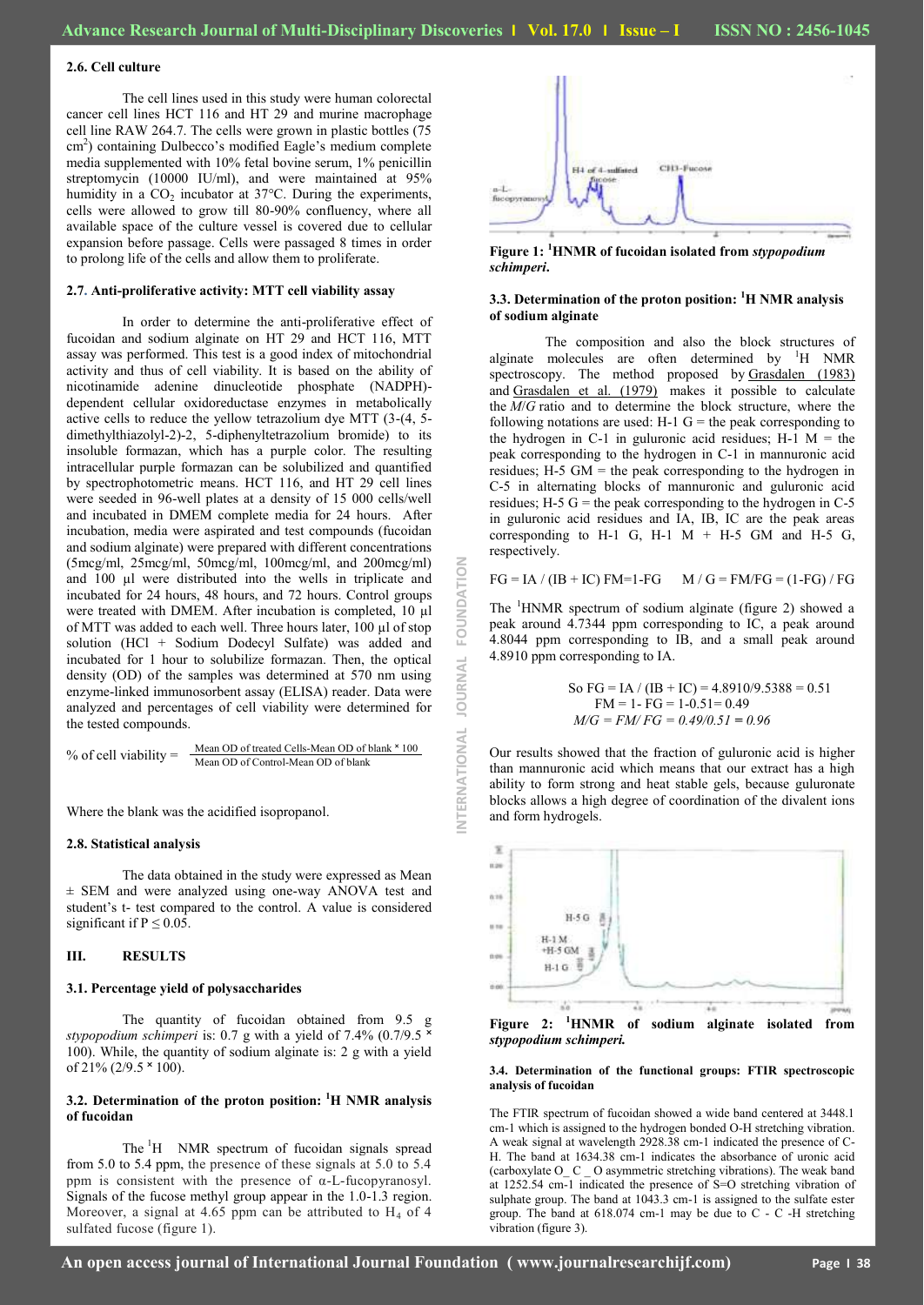### 2.6. Cell culture

The cell lines used in this study were human colorectal cancer cell lines HCT 116 and HT 29 and murine macrophage cell line RAW 264.7. The cells were grown in plastic bottles (75 $cm^2$) containing Dulbecco's modified Eagle's medium complete media supplemented with 10% fetal bovine serum, 1% penicillin streptomycin (10000 IU/ml), and were maintained at 95% humidity in a $CO_2$ incubator at 37°C. During the experiments, cells were allowed to grow till 80-90% confluency, where all available space of the culture vessel is covered due to cellular expansion before passage. Cells were passaged 8 times in order to prolong life of the cells and allow them to proliferate.

### 2.7. Anti-proliferative activity: MTT cell viability assay

In order to determine the anti-proliferative effect of fucoidan and sodium alginate on HT 29 and HCT 116, MTT assay was performed. This test is a good index of mitochondrial activity and thus of cell viability. It is based on the ability of nicotinamide adenine dinucleotide phosphate (NADPH)-dependent cellular oxidoreductase enzymes in metabolically active cells to reduce the yellow tetrazolium dye MTT (3-(4, 5-dimethylthiazolyl-2)-2, 5-diphenyltetrazolium bromide) to its insoluble formazan, which has a purple color. The resulting intracellular purple formazan can be solubilized and quantified by spectrophotometric means. HCT 116, and HT 29 cell lines were seeded in 96-well plates at a density of 15 000 cells/well and incubated in DMEM complete media for 24 hours. After incubation, media were aspirated and test compounds (fucoidan and sodium alginate) were prepared with different concentrations (5mcg/ml, 25mcg/ml, 50mcg/ml, 100mcg/ml, and 200mcg/ml) and 100 µl were distributed into the wells in triplicate and incubated for 24 hours, 48 hours, and 72 hours. Control groups were treated with DMEM. After incubation is completed, 10 µl of MTT was added to each well. Three hours later, 100 µl of stop solution (HCl + Sodium Dodecyl Sulfate) was added and incubated for 1 hour to solubilize formazan. Then, the optical density (OD) of the samples was determined at 570 nm using enzyme-linked immunosorbent assay (ELISA) reader. Data were analyzed and percentages of cell viability were determined for the tested compounds.

$$\% \text{ of cell viability} = \frac{\text{Mean OD of treated Cells} - \text{Mean OD of blank} \times 100}{\text{Mean OD of Control} - \text{Mean OD of blank}}$$

Where the blank was the acidified isopropanol.

### 2.8. Statistical analysis

The data obtained in the study were expressed as Mean ± SEM and were analyzed using one-way ANOVA test and student's t- test compared to the control. A value is considered significant if $P \leq 0.05$.

## III. RESULTS

### 3.1. Percentage yield of polysaccharides

The quantity of fucoidan obtained from 9.5 g *stypopodium schimperi* is: 0.7 g with a yield of 7.4% (0.7/9.5 × 100). While, the quantity of sodium alginate is: 2 g with a yield of 21% (2/9.5 × 100).

### 3.2. Determination of the proton position: $^1$H NMR analysis of fucoidan

The $^1$H NMR spectrum of fucoidan signals spread from 5.0 to 5.4 ppm, the presence of these signals at 5.0 to 5.4 ppm is consistent with the presence of α-L-fucopyranosyl. Signals of the fucose methyl group appear in the 1.0-1.3 region. Moreover, a signal at 4.65 ppm can be attributed to $H_4$ of 4 sulfated fucose (figure 1).

α-L-fucopyranosyl

H4 of 4-sulfated fucose

CH3-Fucose

**Figure 1: $^1$HNMR of fucoidan isolated from *stypopodium schimperi*.**

### 3.3. Determination of the proton position: $^1$H NMR analysis of sodium alginate

The composition and also the block structures of alginate molecules are often determined by $^1$H NMR spectroscopy. The method proposed by Grasdalen (1983) and Grasdalen et al. (1979) makes it possible to calculate the *M/G* ratio and to determine the block structure, where the following notations are used: H-1 G = the peak corresponding to the hydrogen in C-1 in guluronic acid residues; H-1 M = the peak corresponding to the hydrogen in C-1 in mannuronic acid residues; H-5 GM = the peak corresponding to the hydrogen in C-5 in alternating blocks of mannuronic and guluronic acid residues; H-5 G = the peak corresponding to the hydrogen in C-5 in guluronic acid residues and IA, IB, IC are the peak areas corresponding to H-1 G, H-1 M + H-5 GM and H-5 G, respectively.

$$FG = IA / (IB + IC) \quad FM=1-FG \quad M / G = FM/FG = (1-FG) / FG$$

The $^1$HNMR spectrum of sodium alginate (figure 2) showed a peak around 4.7344 ppm corresponding to IC, a peak around 4.8044 ppm corresponding to IB, and a small peak around 4.8910 ppm corresponding to IA.

$$\text{So } FG = IA / (IB + IC) = 4.8910/9.5388 = 0.51$$
$$FM = 1 - FG = 1 - 0.51 = 0.49$$
$$M/G = FM/ FG = 0.49/0.51 = 0.96$$

Our results showed that the fraction of guluronic acid is higher than mannuronic acid which means that our extract has a high ability to form strong and heat stable gels, because guluronate blocks allows a high degree of coordination of the divalent ions and form hydrogels.

H-5 G

H-1 M +H-5 GM

H-1 G

**Figure 2: $^1$HNMR of sodium alginate isolated from *stypopodium schimperi.***

#### 3.4. Determination of the functional groups: FTIR spectroscopic analysis of fucoidan

The FTIR spectrum of fucoidan showed a wide band centered at 3448.1 cm-1 which is assigned to the hydrogen bonded O-H stretching vibration. A weak signal at wavelength 2928.38 cm-1 indicated the presence of C-H. The band at 1634.38 cm-1 indicates the absorbance of uronic acid (carboxylate O_ C _ O asymmetric stretching vibrations). The weak band at 1252.54 cm-1 indicated the presence of S=O stretching vibration of sulphate group. The band at 1043.3 cm-1 is assigned to the sulfate ester group. The band at 618.074 cm-1 may be due to C - C -H stretching vibration (figure 3).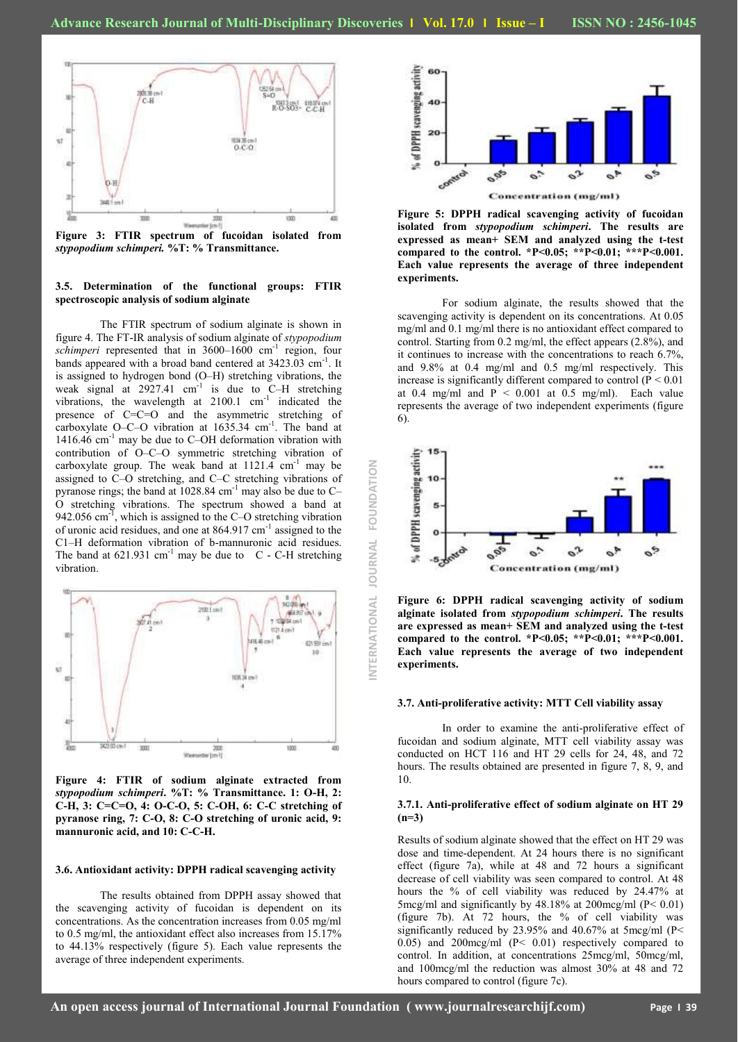Figure 3: FTIR spectrum of fucoidan isolated from *stypopodium schimperi.* %T: % Transmittance.

### 3.5. Determination of the functional groups: FTIR spectroscopic analysis of sodium alginate

The FTIR spectrum of sodium alginate is shown in figure 4. The FT-IR analysis of sodium alginate of *stypopodium schimperi* represented that in 3600–1600 $cm^{-1}$ region, four bands appeared with a broad band centered at 3423.03 $cm^{-1}$. It is assigned to hydrogen bond (O–H) stretching vibrations, the weak signal at 2927.41 $cm^{-1}$ is due to C–H stretching vibrations, the wavelength at 2100.1 $cm^{-1}$ indicated the presence of C=C=O and the asymmetric stretching of carboxylate O–C–O vibration at 1635.34 $cm^{-1}$. The band at 1416.46 $cm^{-1}$ may be due to C–OH deformation vibration with contribution of O–C–O symmetric stretching vibration of carboxylate group. The weak band at 1121.4 $cm^{-1}$ may be assigned to C–O stretching, and C–C stretching vibrations of pyranose rings; the band at 1028.84 $cm^{-1}$ may also be due to C–O stretching vibrations. The spectrum showed a band at 942.056 $cm^{-1}$, which is assigned to the C–O stretching vibration of uronic acid residues, and one at 864.917 $cm^{-1}$ assigned to the C1–H deformation vibration of b-mannuronic acid residues. The band at 621.931 $cm^{-1}$ may be due to C - C-H stretching vibration.

Figure 4: FTIR of sodium alginate extracted from *stypopodium schimperi.* %T: % Transmittance. 1: O-H, 2: C-H, 3: C=C=O, 4: O-C-O, 5: C-OH, 6: C-C stretching of pyranose ring, 7: C-O, 8: C-O stretching of uronic acid, 9: mannuronic acid, and 10: C-C-H.

### 3.6. Antioxidant activity: DPPH radical scavenging activity

The results obtained from DPPH assay showed that the scavenging activity of fucoidan is dependent on its concentrations. As the concentration increases from 0.05 mg/ml to 0.5 mg/ml, the antioxidant effect also increases from 15.17% to 44.13% respectively (figure 5). Each value represents the average of three independent experiments.

Figure 5: DPPH radical scavenging activity of fucoidan isolated from *stypopodium schimperi.* The results are expressed as mean+ SEM and analyzed using the t-test compared to the control. *P<0.05; **P<0.01; ***P<0.001. Each value represents the average of three independent experiments.

For sodium alginate, the results showed that the scavenging activity is dependent on its concentrations. At 0.05 mg/ml and 0.1 mg/ml there is no antioxidant effect compared to control. Starting from 0.2 mg/ml, the effect appears (2.8%), and it continues to increase with the concentrations to reach 6.7%, and 9.8% at 0.4 mg/ml and 0.5 mg/ml respectively. This increase is significantly different compared to control ($P < 0.01$ at 0.4 mg/ml and $P < 0.001$ at 0.5 mg/ml). Each value represents the average of two independent experiments (figure 6).

Figure 6: DPPH radical scavenging activity of sodium alginate isolated from *stypopodium schimperi.* The results are expressed as mean+ SEM and analyzed using the t-test compared to the control. *P<0.05; **P<0.01; ***P<0.001. Each value represents the average of two independent experiments.

### 3.7. Anti-proliferative activity: MTT Cell viability assay

In order to examine the anti-proliferative effect of fucoidan and sodium alginate, MTT cell viability assay was conducted on HCT 116 and HT 29 cells for 24, 48, and 72 hours. The results obtained are presented in figure 7, 8, 9, and 10.

#### 3.7.1. Anti-proliferative effect of sodium alginate on HT 29 (n=3)

Results of sodium alginate showed that the effect on HT 29 was dose and time-dependent. At 24 hours there is no significant effect (figure 7a), while at 48 and 72 hours a significant decrease of cell viability was seen compared to control. At 48 hours the % of cell viability was reduced by 24.47% at 5mcg/ml and significantly by 48.18% at 200mcg/ml ($P< 0.01$) (figure 7b). At 72 hours, the % of cell viability was significantly reduced by 23.95% and 40.67% at 5mcg/ml ($P< 0.05$) and 200mcg/ml ($P< 0.01$) respectively compared to control. In addition, at concentrations 25mcg/ml, 50mcg/ml, and 100mcg/ml the reduction was almost 30% at 48 and 72 hours compared to control (figure 7c).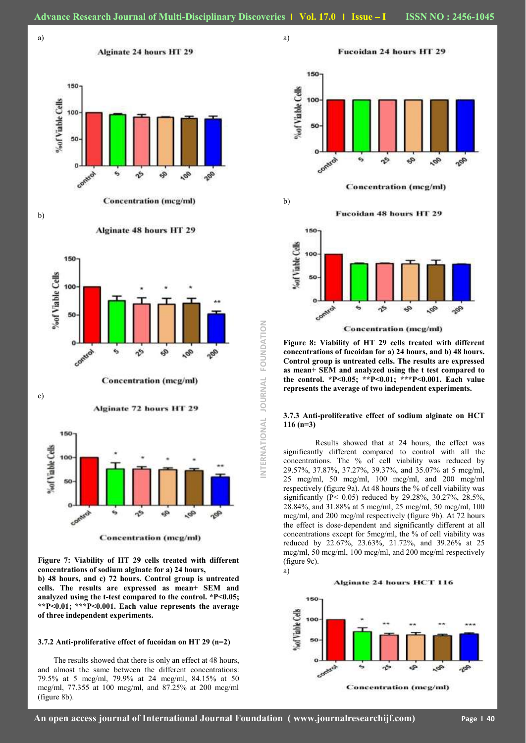a)

Alginate 24 hours HT 29

150
100
50
0

%of Viable Cells

control
5
25
50
100
200

Concentration (mcg/ml)

b)

Alginate 48 hours HT 29

150
100
50
0

%of Viable Cells

*
*
*
**

control
5
25
50
100
200

Concentration (mcg/ml)

c)

Alginate 72 hours HT 29

150
100
50
0

%of Viable Cells

*
*
*
*
**

control
5
25
50
100
200

Concentration (mcg/ml)

**Figure 7: Viability of HT 29 cells treated with different concentrations of sodium alginate for a) 24 hours, b) 48 hours, and c) 72 hours. Control group is untreated cells. The results are expressed as mean+ SEM and analyzed using the t-test compared to the control. *P<0.05; **P<0.01; ***P<0.001. Each value represents the average of three independent experiments.**

### 3.7.2 Anti-proliferative effect of fucoidan on HT 29 (n=2)

The results showed that there is only an effect at 48 hours, and almost the same between the different concentrations: 79.5% at 5 mcg/ml, 79.9% at 24 mcg/ml, 84.15% at 50 mcg/ml, 77.355 at 100 mcg/ml, and 87.25% at 200 mcg/ml (figure 8b).

a)

Fucoidan 24 hours HT 29

150
100
50
0

%of Viable Cells

control
5
25
50
100
200

Concentration (mcg/ml)

b)

Fucoidan 48 hours HT 29

150
100
50
0

%of Viable Cells

control
5
25
50
100
200

Concentration (mcg/ml)

**Figure 8: Viability of HT 29 cells treated with different concentrations of fucoidan for a) 24 hours, and b) 48 hours. Control group is untreated cells. The results are expressed as mean+ SEM and analyzed using the t test compared to the control. *P<0.05; **P<0.01; ***P<0.001. Each value represents the average of two independent experiments.**

### 3.7.3 Anti-proliferative effect of sodium alginate on HCT 116 (n=3)

Results showed that at 24 hours, the effect was significantly different compared to control with all the concentrations. The % of cell viability was reduced by 29.57%, 37.87%, 37.27%, 39.37%, and 35.07% at 5 mcg/ml, 25 mcg/ml, 50 mcg/ml, 100 mcg/ml, and 200 mcg/ml respectively (figure 9a). At 48 hours the % of cell viability was significantly (P< 0.05) reduced by 29.28%, 30.27%, 28.5%, 28.84%, and 31.88% at 5 mcg/ml, 25 mcg/ml, 50 mcg/ml, 100 mcg/ml, and 200 mcg/ml respectively (figure 9b). At 72 hours the effect is dose-dependent and significantly different at all concentrations except for 5mcg/ml, the % of cell viability was reduced by 22.67%, 23.63%, 21.72%, and 39.26% at 25 mcg/ml, 50 mcg/ml, 100 mcg/ml, and 200 mcg/ml respectively (figure 9c).

a)

Alginate 24 hours HCT 116

150
100
50
0

%of Viable Cells

*
**
**
**
***

control
5
25
50
100
200

Concentration (mcg/ml)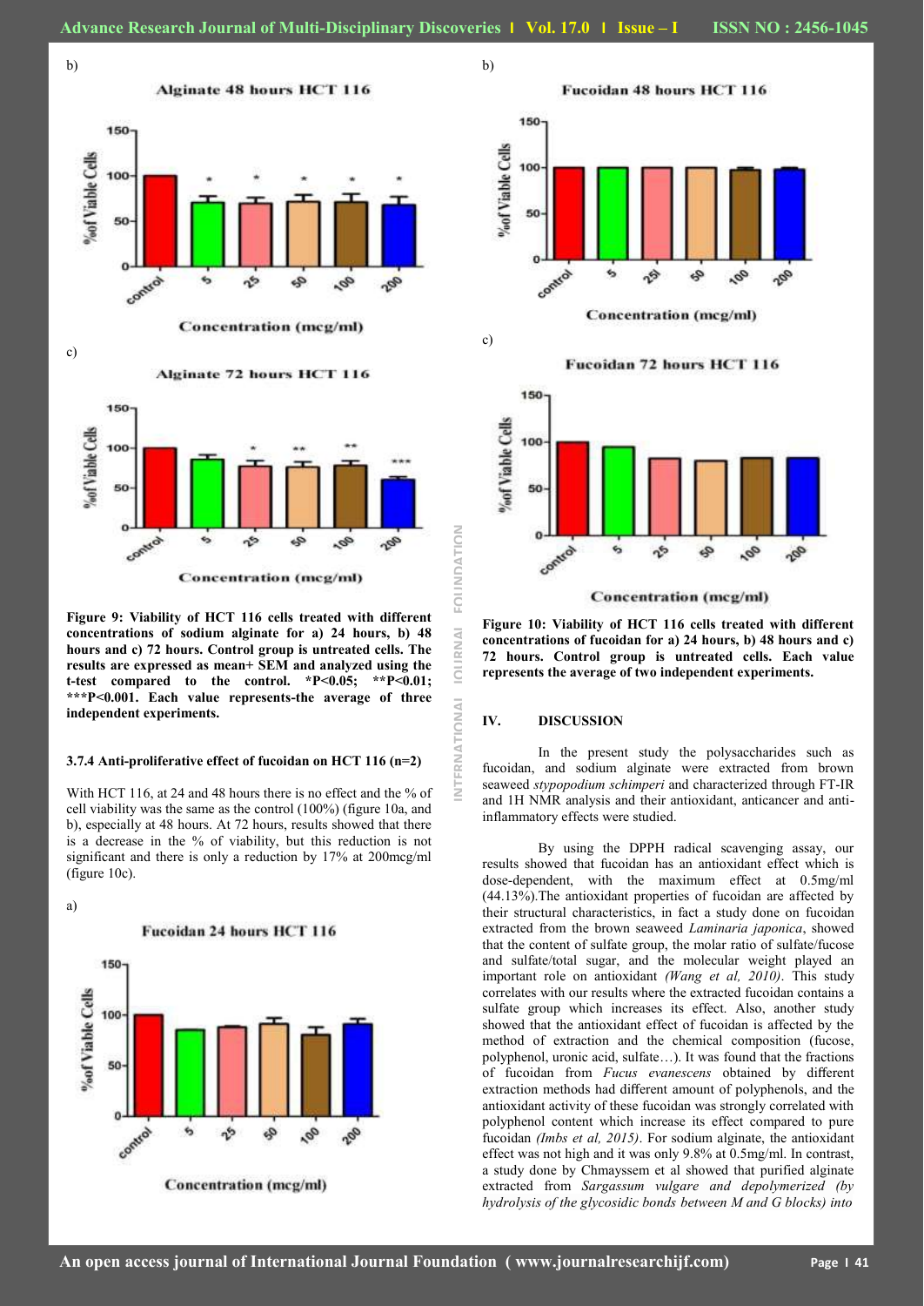b)

Alginate 48 hours HCT 116

%of Viable Cells

150
100
50
0

control 5 25 50 100 200

\* \* \* \* \*

Concentration (mcg/ml)

c)

Alginate 72 hours HCT 116

%of Viable Cells

150
100
50
0

control 5 25 50 100 200

\* \*\* \*\* \*\*\*

Concentration (mcg/ml)

**Figure 9: Viability of HCT 116 cells treated with different concentrations of sodium alginate for a) 24 hours, b) 48 hours and c) 72 hours. Control group is untreated cells. The results are expressed as mean+ SEM and analyzed using the t-test compared to the control. *P<0.05; **P<0.01; ***P<0.001. Each value represents-the average of three independent experiments.**

### 3.7.4 Anti-proliferative effect of fucoidan on HCT 116 (n=2)

With HCT 116, at 24 and 48 hours there is no effect and the % of cell viability was the same as the control (100%) (figure 10a, and b), especially at 48 hours. At 72 hours, results showed that there is a decrease in the % of viability, but this reduction is not significant and there is only a reduction by 17% at 200mcg/ml (figure 10c).

a)

Fucoidan 24 hours HCT 116

%of Viable Cells

150
100
50
0

control 5 25 50 100 200

Concentration (mcg/ml)

b)

Fucoidan 48 hours HCT 116

%of Viable Cells

150
100
50
0

control 5 25l 50 100 200

Concentration (mcg/ml)

c)

Fucoidan 72 hours HCT 116

%of Viable Cells

150
100
50
0

control 5 25 50 100 200

Concentration (mcg/ml)

**Figure 10: Viability of HCT 116 cells treated with different concentrations of fucoidan for a) 24 hours, b) 48 hours and c) 72 hours. Control group is untreated cells. Each value represents the average of two independent experiments.**

## IV. DISCUSSION

In the present study the polysaccharides such as fucoidan, and sodium alginate were extracted from brown seaweed *stypopodium schimperi* and characterized through FT-IR and 1H NMR analysis and their antioxidant, anticancer and anti-inflammatory effects were studied.

By using the DPPH radical scavenging assay, our results showed that fucoidan has an antioxidant effect which is dose-dependent, with the maximum effect at 0.5mg/ml (44.13%).The antioxidant properties of fucoidan are affected by their structural characteristics, in fact a study done on fucoidan extracted from the brown seaweed *Laminaria japonica*, showed that the content of sulfate group, the molar ratio of sulfate/fucose and sulfate/total sugar, and the molecular weight played an important role on antioxidant *(Wang et al, 2010)*. This study correlates with our results where the extracted fucoidan contains a sulfate group which increases its effect. Also, another study showed that the antioxidant effect of fucoidan is affected by the method of extraction and the chemical composition (fucose, polyphenol, uronic acid, sulfate…). It was found that the fractions of fucoidan from *Fucus evanescens* obtained by different extraction methods had different amount of polyphenols, and the antioxidant activity of these fucoidan was strongly correlated with polyphenol content which increase its effect compared to pure fucoidan *(Imbs et al, 2015)*. For sodium alginate, the antioxidant effect was not high and it was only 9.8% at 0.5mg/ml. In contrast, a study done by Chmayssem et al showed that purified alginate extracted from *Sargassum vulgare and depolymerized (by hydrolysis of the glycosidic bonds between M and G blocks) into*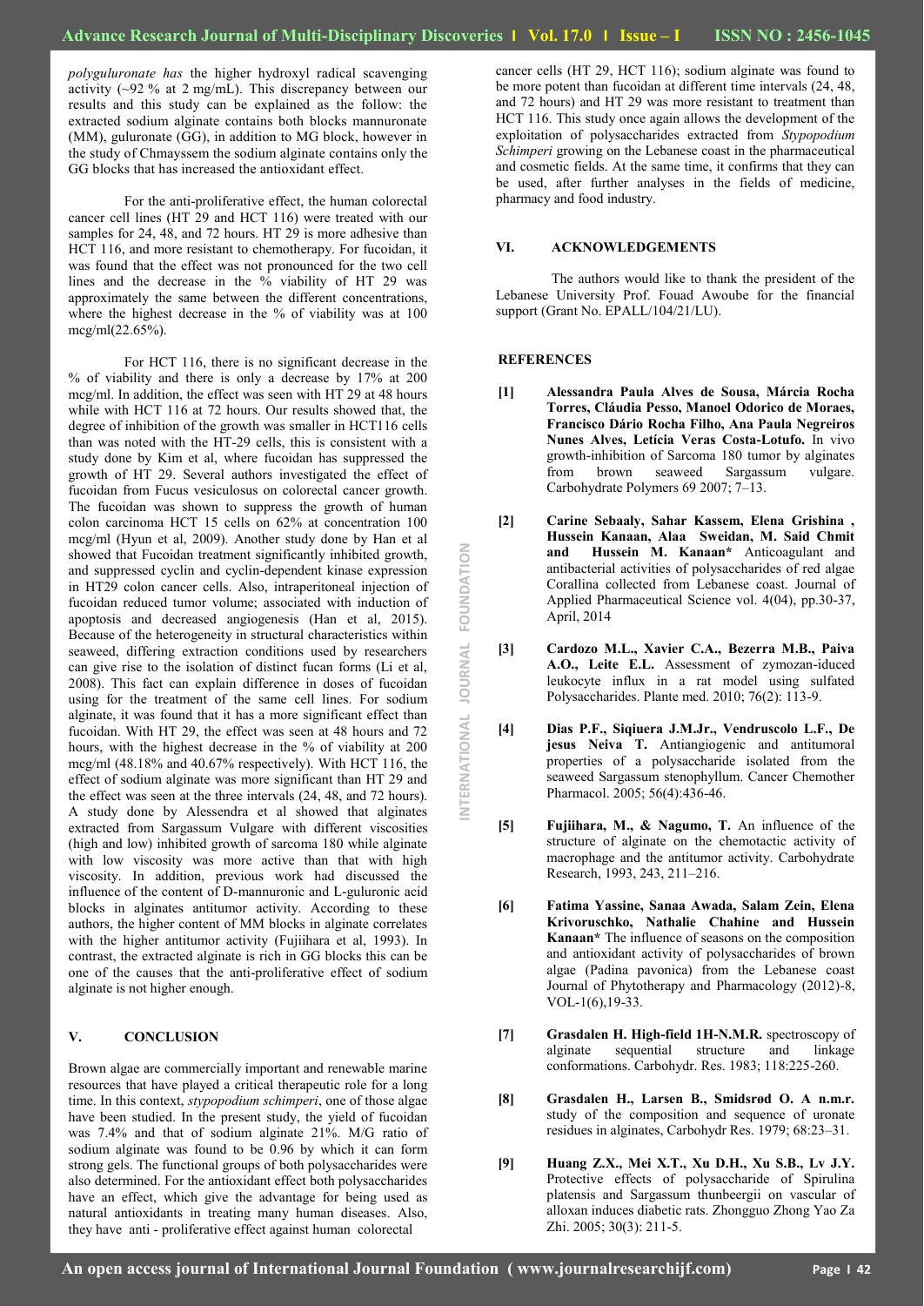*polyguluronate has* the higher hydroxyl radical scavenging activity (~92 % at 2 mg/mL). This discrepancy between our results and this study can be explained as the follow: the extracted sodium alginate contains both blocks mannuronate (MM), guluronate (GG), in addition to MG block, however in the study of Chmayssem the sodium alginate contains only the GG blocks that has increased the antioxidant effect.

For the anti-proliferative effect, the human colorectal cancer cell lines (HT 29 and HCT 116) were treated with our samples for 24, 48, and 72 hours. HT 29 is more adhesive than HCT 116, and more resistant to chemotherapy. For fucoidan, it was found that the effect was not pronounced for the two cell lines and the decrease in the % viability of HT 29 was approximately the same between the different concentrations, where the highest decrease in the % of viability was at 100 mcg/ml(22.65%).

For HCT 116, there is no significant decrease in the % of viability and there is only a decrease by 17% at 200 mcg/ml. In addition, the effect was seen with HT 29 at 48 hours while with HCT 116 at 72 hours. Our results showed that, the degree of inhibition of the growth was smaller in HCT116 cells than was noted with the HT-29 cells, this is consistent with a study done by Kim et al, where fucoidan has suppressed the growth of HT 29. Several authors investigated the effect of fucoidan from Fucus vesiculosus on colorectal cancer growth. The fucoidan was shown to suppress the growth of human colon carcinoma HCT 15 cells on 62% at concentration 100 mcg/ml (Hyun et al, 2009). Another study done by Han et al showed that Fucoidan treatment significantly inhibited growth, and suppressed cyclin and cyclin-dependent kinase expression in HT29 colon cancer cells. Also, intraperitoneal injection of fucoidan reduced tumor volume; associated with induction of apoptosis and decreased angiogenesis (Han et al, 2015). Because of the heterogeneity in structural characteristics within seaweed, differing extraction conditions used by researchers can give rise to the isolation of distinct fucan forms (Li et al, 2008). This fact can explain difference in doses of fucoidan using for the treatment of the same cell lines. For sodium alginate, it was found that it has a more significant effect than fucoidan. With HT 29, the effect was seen at 48 hours and 72 hours, with the highest decrease in the % of viability at 200 mcg/ml (48.18% and 40.67% respectively). With HCT 116, the effect of sodium alginate was more significant than HT 29 and the effect was seen at the three intervals (24, 48, and 72 hours). A study done by Alessendra et al showed that alginates extracted from Sargassum Vulgare with different viscosities (high and low) inhibited growth of sarcoma 180 while alginate with low viscosity was more active than that with high viscosity. In addition, previous work had discussed the influence of the content of D-mannuronic and L-guluronic acid blocks in alginates antitumor activity. According to these authors, the higher content of MM blocks in alginate correlates with the higher antitumor activity (Fujiihara et al, 1993). In contrast, the extracted alginate is rich in GG blocks this can be one of the causes that the anti-proliferative effect of sodium alginate is not higher enough.

## V. CONCLUSION

Brown algae are commercially important and renewable marine resources that have played a critical therapeutic role for a long time. In this context, *stypopodium schimperi*, one of those algae have been studied. In the present study, the yield of fucoidan was 7.4% and that of sodium alginate 21%. M/G ratio of sodium alginate was found to be 0.96 by which it can form strong gels. The functional groups of both polysaccharides were also determined. For the antioxidant effect both polysaccharides have an effect, which give the advantage for being used as natural antioxidants in treating many human diseases. Also, they have anti - proliferative effect against human colorectal cancer cells (HT 29, HCT 116); sodium alginate was found to be more potent than fucoidan at different time intervals (24, 48, and 72 hours) and HT 29 was more resistant to treatment than HCT 116. This study once again allows the development of the exploitation of polysaccharides extracted from *Stypopodium Schimperi* growing on the Lebanese coast in the pharmaceutical and cosmetic fields. At the same time, it confirms that they can be used, after further analyses in the fields of medicine, pharmacy and food industry.

## VI. ACKNOWLEDGEMENTS

The authors would like to thank the president of the Lebanese University Prof. Fouad Awoube for the financial support (Grant No. EPALL/104/21/LU).

## REFERENCES

[1] **Alessandra Paula Alves de Sousa, Márcia Rocha Torres, Cláudia Pesso, Manoel Odorico de Moraes, Francisco Dário Rocha Filho, Ana Paula Negreiros Nunes Alves, Letícia Veras Costa-Lotufo.** In vivo growth-inhibition of Sarcoma 180 tumor by alginates from brown seaweed Sargassum vulgare. Carbohydrate Polymers 69 2007; 7–13.

[2] **Carine Sebaaly, Sahar Kassem, Elena Grishina , Hussein Kanaan, Alaa Sweidan, M. Said Chmit and Hussein M. Kanaan*** Anticoagulant and antibacterial activities of polysaccharides of red algae Corallina collected from Lebanese coast. Journal of Applied Pharmaceutical Science vol. 4(04), pp.30-37, April, 2014

[3] **Cardozo M.L., Xavier C.A., Bezerra M.B., Paiva A.O., Leite E.L.** Assessment of zymozan-induced leukocyte influx in a rat model using sulfated Polysaccharides. Plante med. 2010; 76(2): 113-9.

[4] **Dias P.F., Siqiuera J.M.Jr., Vendruscolo L.F., De jesus Neiva T.** Antiangiogenic and antitumoral properties of a polysaccharide isolated from the seaweed Sargassum stenophyllum. Cancer Chemother Pharmacol. 2005; 56(4):436-46.

[5] **Fujiihara, M., & Nagumo, T.** An influence of the structure of alginate on the chemotactic activity of macrophage and the antitumor activity. Carbohydrate Research, 1993, 243, 211–216.

[6] **Fatima Yassine, Sanaa Awada, Salam Zein, Elena Krivoruschko, Nathalie Chahine and Hussein Kanaan*** The influence of seasons on the composition and antioxidant activity of polysaccharides of brown algae (Padina pavonica) from the Lebanese coast Journal of Phytotherapy and Pharmacology (2012)-8, VOL-1(6),19-33.

[7] **Grasdalen H. High-field 1H-N.M.R.** spectroscopy of alginate sequential structure and linkage conformations. Carbohydr. Res. 1983; 118:225-260.

[8] **Grasdalen H., Larsen B., Smidsrød O. A n.m.r.** study of the composition and sequence of uronate residues in alginates, Carbohydr Res. 1979; 68:23–31.

[9] **Huang Z.X., Mei X.T., Xu D.H., Xu S.B., Lv J.Y.** Protective effects of polysaccharide of Spirulina platensis and Sargassum thunbeergii on vascular of alloxan induces diabetic rats. Zhongguo Zhong Yao Za Zhi. 2005; 30(3): 211-5.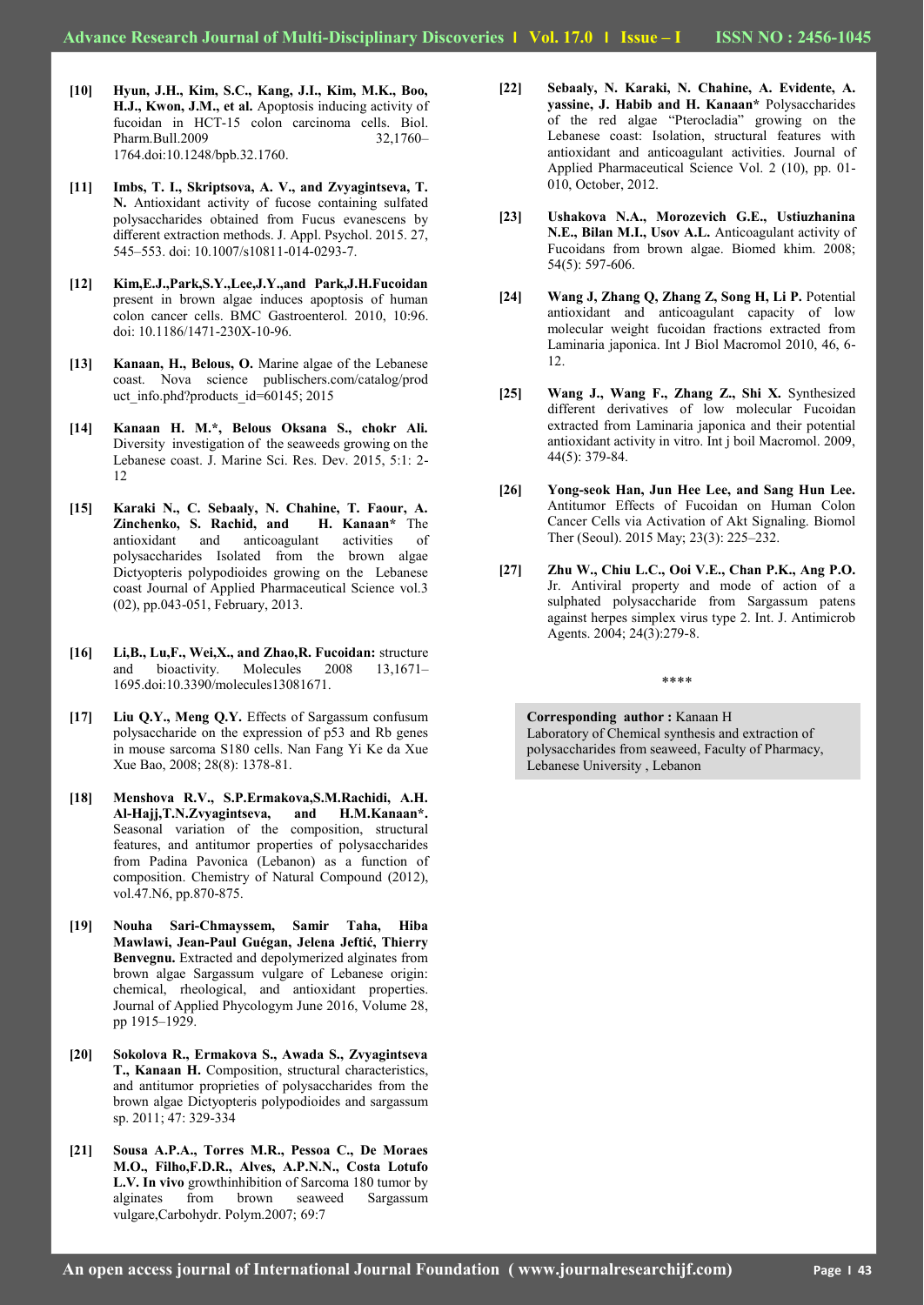**[10]** **Hyun, J.H., Kim, S.C., Kang, J.I., Kim, M.K., Boo, H.J., Kwon, J.M., et al.** Apoptosis inducing activity of fucoidan in HCT-15 colon carcinoma cells. Biol. Pharm.Bull.2009 32,1760–1764.doi:10.1248/bpb.32.1760.

**[11]** **Imbs, T. I., Skriptsova, A. V., and Zvyagintseva, T. N.** Antioxidant activity of fucose containing sulfated polysaccharides obtained from Fucus evanescens by different extraction methods. J. Appl. Psychol. 2015. 27, 545–553. doi: 10.1007/s10811-014-0293-7.

**[12]** **Kim,E.J.,Park,S.Y.,Lee,J.Y.,and Park,J.H.Fucoidan** present in brown algae induces apoptosis of human colon cancer cells. BMC Gastroenterol. 2010, 10:96. doi: 10.1186/1471-230X-10-96.

**[13]** **Kanaan, H., Belous, O.** Marine algae of the Lebanese coast. Nova science publischers.com/catalog/product_info.phd?products_id=60145; 2015

**[14]** **Kanaan H. M.*, Belous Oksana S., chokr Ali.** Diversity investigation of the seaweeds growing on the Lebanese coast. J. Marine Sci. Res. Dev. 2015, 5:1: 2-12

**[15]** **Karaki N., C. Sebaaly, N. Chahine, T. Faour, A. Zinchenko, S. Rachid, and H. Kanaan*** The antioxidant and anticoagulant activities of polysaccharides Isolated from the brown algae Dictyopteris polypodioides growing on the Lebanese coast Journal of Applied Pharmaceutical Science vol.3 (02), pp.043-051, February, 2013.

**[16]** **Li,B., Lu,F., Wei,X., and Zhao,R. Fucoidan:** structure and bioactivity. Molecules 2008 13,1671–1695.doi:10.3390/molecules13081671.

**[17]** **Liu Q.Y., Meng Q.Y.** Effects of Sargassum confusum polysaccharide on the expression of p53 and Rb genes in mouse sarcoma S180 cells. Nan Fang Yi Ke da Xue Xue Bao, 2008; 28(8): 1378-81.

**[18]** **Menshova R.V., S.P.Ermakova,S.M.Rachidi, A.H. Al-Hajj,T.N.Zvyagintseva, and H.M.Kanaan*.** Seasonal variation of the composition, structural features, and antitumor properties of polysaccharides from Padina Pavonica (Lebanon) as a function of composition. Chemistry of Natural Compound (2012), vol.47.N6, pp.870-875.

**[19]** **Nouha Sari-Chmayssem, Samir Taha, Hiba Mawlawi, Jean-Paul Guégan, Jelena Jeftić, Thierry Benvegnu.** Extracted and depolymerized alginates from brown algae Sargassum vulgare of Lebanese origin: chemical, rheological, and antioxidant properties. Journal of Applied Phycologym June 2016, Volume 28, pp 1915–1929.

**[20]** **Sokolova R., Ermakova S., Awada S., Zvyagintseva T., Kanaan H.** Composition, structural characteristics, and antitumor proprieties of polysaccharides from the brown algae Dictyopteris polypodioides and sargassum sp. 2011; 47: 329-334

**[21]** **Sousa A.P.A., Torres M.R., Pessoa C., De Moraes M.O., Filho,F.D.R., Alves, A.P.N.N., Costa Lotufo L.V. In vivo** growthinhibition of Sarcoma 180 tumor by alginates from brown seaweed Sargassum vulgare,Carbohydr. Polym.2007; 69:7

**[22]** **Sebaaly, N. Karaki, N. Chahine, A. Evidente, A. yassine, J. Habib and H. Kanaan*** Polysaccharides of the red algae "Pterocladia" growing on the Lebanese coast: Isolation, structural features with antioxidant and anticoagulant activities. Journal of Applied Pharmaceutical Science Vol. 2 (10), pp. 01-010, October, 2012.

**[23]** **Ushakova N.A., Morozevich G.E., Ustiuzhanina N.E., Bilan M.I., Usov A.L.** Anticoagulant activity of Fucoidans from brown algae. Biomed khim. 2008; 54(5): 597-606.

**[24]** **Wang J, Zhang Q, Zhang Z, Song H, Li P.** Potential antioxidant and anticoagulant capacity of low molecular weight fucoidan fractions extracted from Laminaria japonica. Int J Biol Macromol 2010, 46, 6-12.

**[25]** **Wang J., Wang F., Zhang Z., Shi X.** Synthesized different derivatives of low molecular Fucoidan extracted from Laminaria japonica and their potential antioxidant activity in vitro. Int j boil Macromol. 2009, 44(5): 379-84.

**[26]** **Yong-seok Han, Jun Hee Lee, and Sang Hun Lee.** Antitumor Effects of Fucoidan on Human Colon Cancer Cells via Activation of Akt Signaling. Biomol Ther (Seoul). 2015 May; 23(3): 225–232.

**[27]** **Zhu W., Chiu L.C., Ooi V.E., Chan P.K., Ang P.O.** Jr. Antiviral property and mode of action of a sulphated polysaccharide from Sargassum patens against herpes simplex virus type 2. Int. J. Antimicrob Agents. 2004; 24(3):279-8.

\*\*\*\*

**Corresponding author :** Kanaan H
Laboratory of Chemical synthesis and extraction of polysaccharides from seaweed, Faculty of Pharmacy, Lebanese University , Lebanon